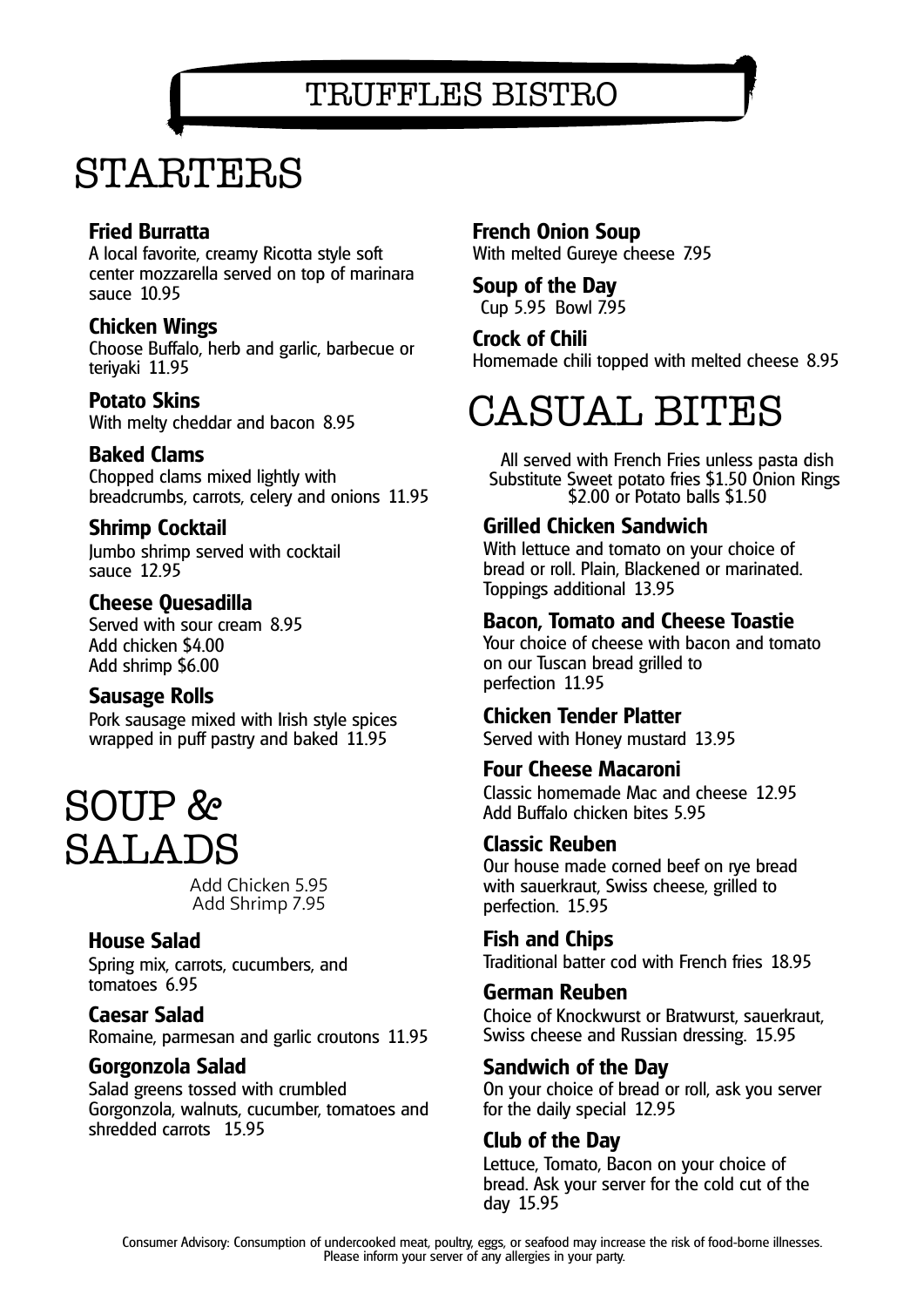# TRUFFLES BISTRO

## STARTERS

### Fried Burratta
A local favorite, creamy Ricotta style soft center mozzarella served on top of marinara sauce 10.95

### Chicken Wings
Choose Buffalo, herb and garlic, barbecue or teriyaki 11.95

### Potato Skins
With melty cheddar and bacon 8.95

### Baked Clams
Chopped clams mixed lightly with breadcrumbs, carrots, celery and onions 11.95

### Shrimp Cocktail
Jumbo shrimp served with cocktail sauce 12.95

### Cheese Quesadilla
Served with sour cream 8.95
Add chicken $4.00
Add shrimp $6.00

### Sausage Rolls
Pork sausage mixed with Irish style spices wrapped in puff pastry and baked 11.95

## SOUP & SALADS

Add Chicken 5.95
Add Shrimp 7.95

### House Salad
Spring mix, carrots, cucumbers, and tomatoes 6.95

### Caesar Salad
Romaine, parmesan and garlic croutons 11.95

### Gorgonzola Salad
Salad greens tossed with crumbled Gorgonzola, walnuts, cucumber, tomatoes and shredded carrots 15.95

### French Onion Soup
With melted Gureye cheese 7.95

### Soup of the Day
Cup 5.95 Bowl 7.95

### Crock of Chili
Homemade chili topped with melted cheese 8.95

## CASUAL BITES

All served with French Fries unless pasta dish
Substitute Sweet potato fries $1.50 Onion Rings $2.00 or Potato balls $1.50

### Grilled Chicken Sandwich
With lettuce and tomato on your choice of bread or roll. Plain, Blackened or marinated. Toppings additional 13.95

### Bacon, Tomato and Cheese Toastie
Your choice of cheese with bacon and tomato on our Tuscan bread grilled to perfection 11.95

### Chicken Tender Platter
Served with Honey mustard 13.95

### Four Cheese Macaroni
Classic homemade Mac and cheese 12.95
Add Buffalo chicken bites 5.95

### Classic Reuben
Our house made corned beef on rye bread with sauerkraut, Swiss cheese, grilled to perfection. 15.95

### Fish and Chips
Traditional batter cod with French fries 18.95

### German Reuben
Choice of Knockwurst or Bratwurst, sauerkraut, Swiss cheese and Russian dressing. 15.95

### Sandwich of the Day
On your choice of bread or roll, ask you server for the daily special 12.95

### Club of the Day
Lettuce, Tomato, Bacon on your choice of bread. Ask your server for the cold cut of the day 15.95

Consumer Advisory: Consumption of undercooked meat, poultry, eggs, or seafood may increase the risk of food-borne illnesses.
Please inform your server of any allergies in your party.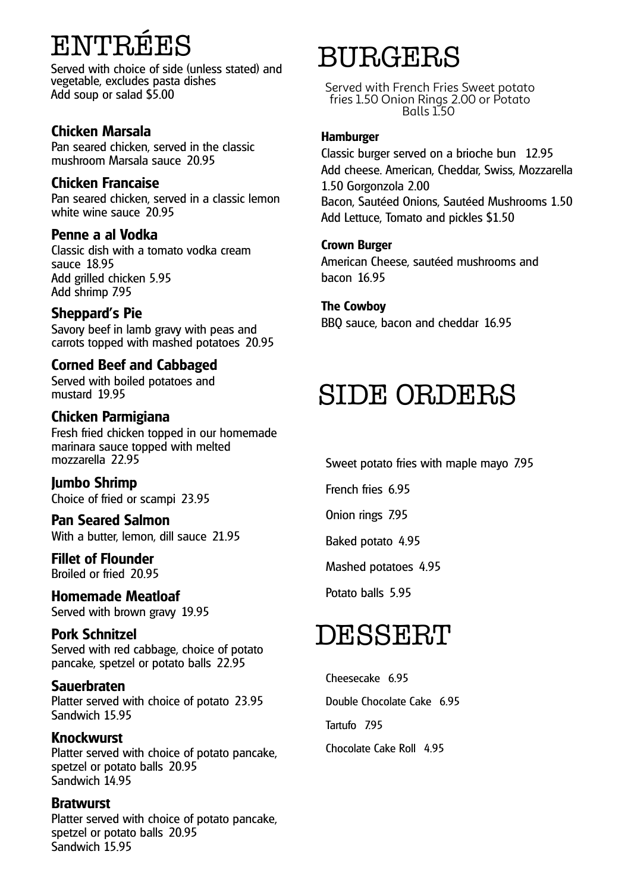# ENTRÉES

Served with choice of side (unless stated) and vegetable, excludes pasta dishes
Add soup or salad $5.00

### Chicken Marsala

Pan seared chicken, served in the classic mushroom Marsala sauce 20.95

### Chicken Francaise

Pan seared chicken, served in a classic lemon white wine sauce 20.95

### Penne a al Vodka

Classic dish with a tomato vodka cream sauce 18.95
Add grilled chicken 5.95
Add shrimp 7.95

### Sheppard's Pie

Savory beef in lamb gravy with peas and carrots topped with mashed potatoes 20.95

### Corned Beef and Cabbaged

Served with boiled potatoes and mustard 19.95

### Chicken Parmigiana

Fresh fried chicken topped in our homemade marinara sauce topped with melted mozzarella 22.95

### Jumbo Shrimp

Choice of fried or scampi 23.95

### Pan Seared Salmon

With a butter, lemon, dill sauce 21.95

### Fillet of Flounder

Broiled or fried 20.95

### Homemade Meatloaf

Served with brown gravy 19.95

### Pork Schnitzel

Served with red cabbage, choice of potato pancake, spetzel or potato balls 22.95

### Sauerbraten

Platter served with choice of potato 23.95
Sandwich 15.95

### Knockwurst

Platter served with choice of potato pancake, spetzel or potato balls 20.95
Sandwich 14.95

### Bratwurst

Platter served with choice of potato pancake, spetzel or potato balls 20.95
Sandwich 15.95

# BURGERS

Served with French Fries Sweet potato fries 1.50 Onion Rings 2.00 or Potato Balls 1.50

### Hamburger

Classic burger served on a brioche bun 12.95
Add cheese. American, Cheddar, Swiss, Mozzarella 1.50 Gorgonzola 2.00
Bacon, Sautéed Onions, Sautéed Mushrooms 1.50
Add Lettuce, Tomato and pickles $1.50

### Crown Burger

American Cheese, sautéed mushrooms and bacon 16.95

### The Cowboy

BBQ sauce, bacon and cheddar 16.95

# SIDE ORDERS

Sweet potato fries with maple mayo 7.95

French fries 6.95

Onion rings 7.95

Baked potato 4.95

Mashed potatoes 4.95

Potato balls 5.95

# DESSERT

Cheesecake 6.95

Double Chocolate Cake 6.95

Tartufo 7.95

Chocolate Cake Roll 4.95